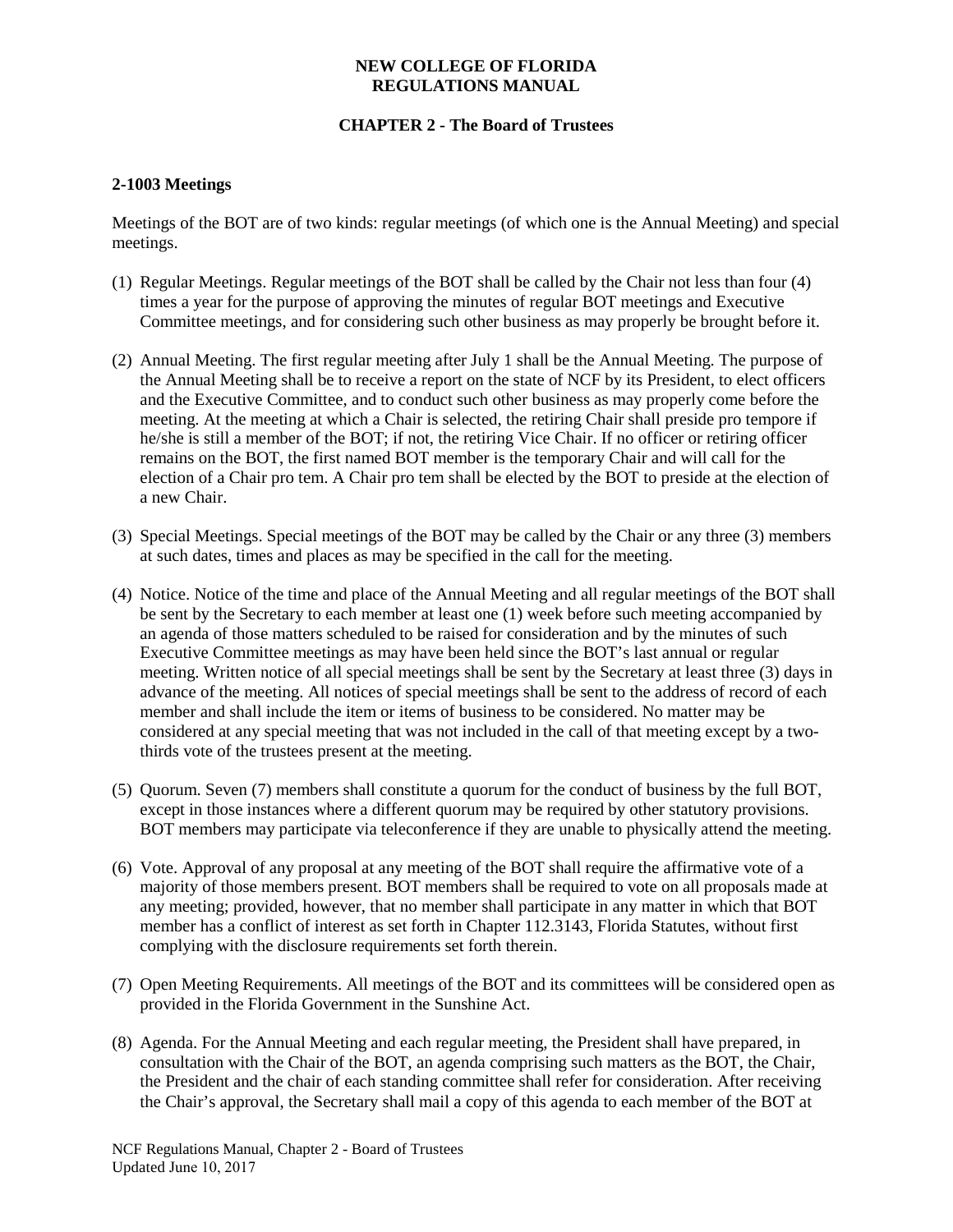# NEW COLLEGE OF FLORIDA
# REGULATIONS MANUAL

## CHAPTER 2 - The Board of Trustees

### 2-1003 Meetings

Meetings of the BOT are of two kinds: regular meetings (of which one is the Annual Meeting) and special meetings.

(1) Regular Meetings. Regular meetings of the BOT shall be called by the Chair not less than four (4) times a year for the purpose of approving the minutes of regular BOT meetings and Executive Committee meetings, and for considering such other business as may properly be brought before it.

(2) Annual Meeting. The first regular meeting after July 1 shall be the Annual Meeting. The purpose of the Annual Meeting shall be to receive a report on the state of NCF by its President, to elect officers and the Executive Committee, and to conduct such other business as may properly come before the meeting. At the meeting at which a Chair is selected, the retiring Chair shall preside pro tempore if he/she is still a member of the BOT; if not, the retiring Vice Chair. If no officer or retiring officer remains on the BOT, the first named BOT member is the temporary Chair and will call for the election of a Chair pro tem. A Chair pro tem shall be elected by the BOT to preside at the election of a new Chair.

(3) Special Meetings. Special meetings of the BOT may be called by the Chair or any three (3) members at such dates, times and places as may be specified in the call for the meeting.

(4) Notice. Notice of the time and place of the Annual Meeting and all regular meetings of the BOT shall be sent by the Secretary to each member at least one (1) week before such meeting accompanied by an agenda of those matters scheduled to be raised for consideration and by the minutes of such Executive Committee meetings as may have been held since the BOT's last annual or regular meeting. Written notice of all special meetings shall be sent by the Secretary at least three (3) days in advance of the meeting. All notices of special meetings shall be sent to the address of record of each member and shall include the item or items of business to be considered. No matter may be considered at any special meeting that was not included in the call of that meeting except by a two-thirds vote of the trustees present at the meeting.

(5) Quorum. Seven (7) members shall constitute a quorum for the conduct of business by the full BOT, except in those instances where a different quorum may be required by other statutory provisions. BOT members may participate via teleconference if they are unable to physically attend the meeting.

(6) Vote. Approval of any proposal at any meeting of the BOT shall require the affirmative vote of a majority of those members present. BOT members shall be required to vote on all proposals made at any meeting; provided, however, that no member shall participate in any matter in which that BOT member has a conflict of interest as set forth in Chapter 112.3143, Florida Statutes, without first complying with the disclosure requirements set forth therein.

(7) Open Meeting Requirements. All meetings of the BOT and its committees will be considered open as provided in the Florida Government in the Sunshine Act.

(8) Agenda. For the Annual Meeting and each regular meeting, the President shall have prepared, in consultation with the Chair of the BOT, an agenda comprising such matters as the BOT, the Chair, the President and the chair of each standing committee shall refer for consideration. After receiving the Chair's approval, the Secretary shall mail a copy of this agenda to each member of the BOT at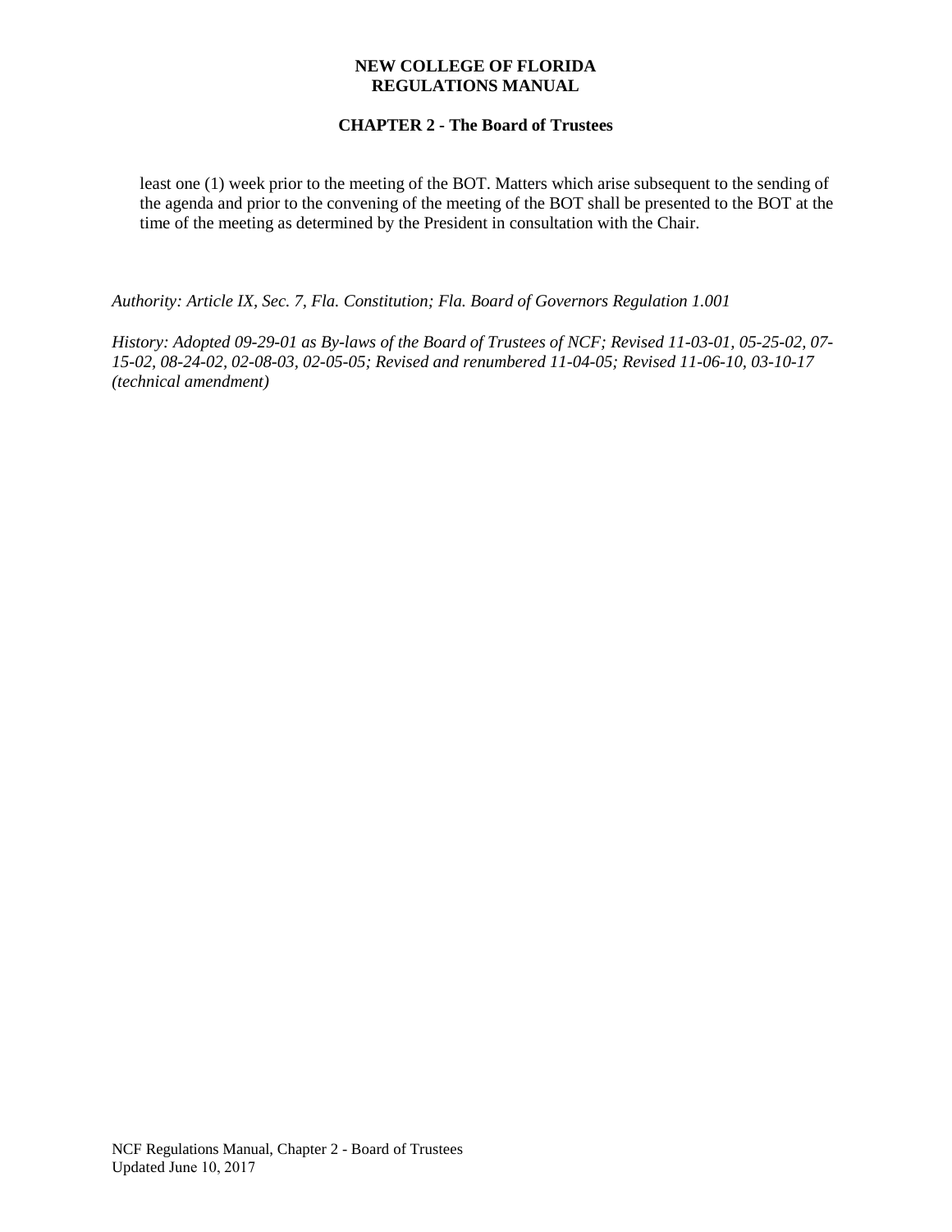least one (1) week prior to the meeting of the BOT. Matters which arise subsequent to the sending of the agenda and prior to the convening of the meeting of the BOT shall be presented to the BOT at the time of the meeting as determined by the President in consultation with the Chair.

*Authority: Article IX, Sec. 7, Fla. Constitution; Fla. Board of Governors Regulation 1.001*

*History: Adopted 09-29-01 as By-laws of the Board of Trustees of NCF; Revised 11-03-01, 05-25-02, 07-15-02, 08-24-02, 02-08-03, 02-05-05; Revised and renumbered 11-04-05; Revised 11-06-10, 03-10-17 (technical amendment)*